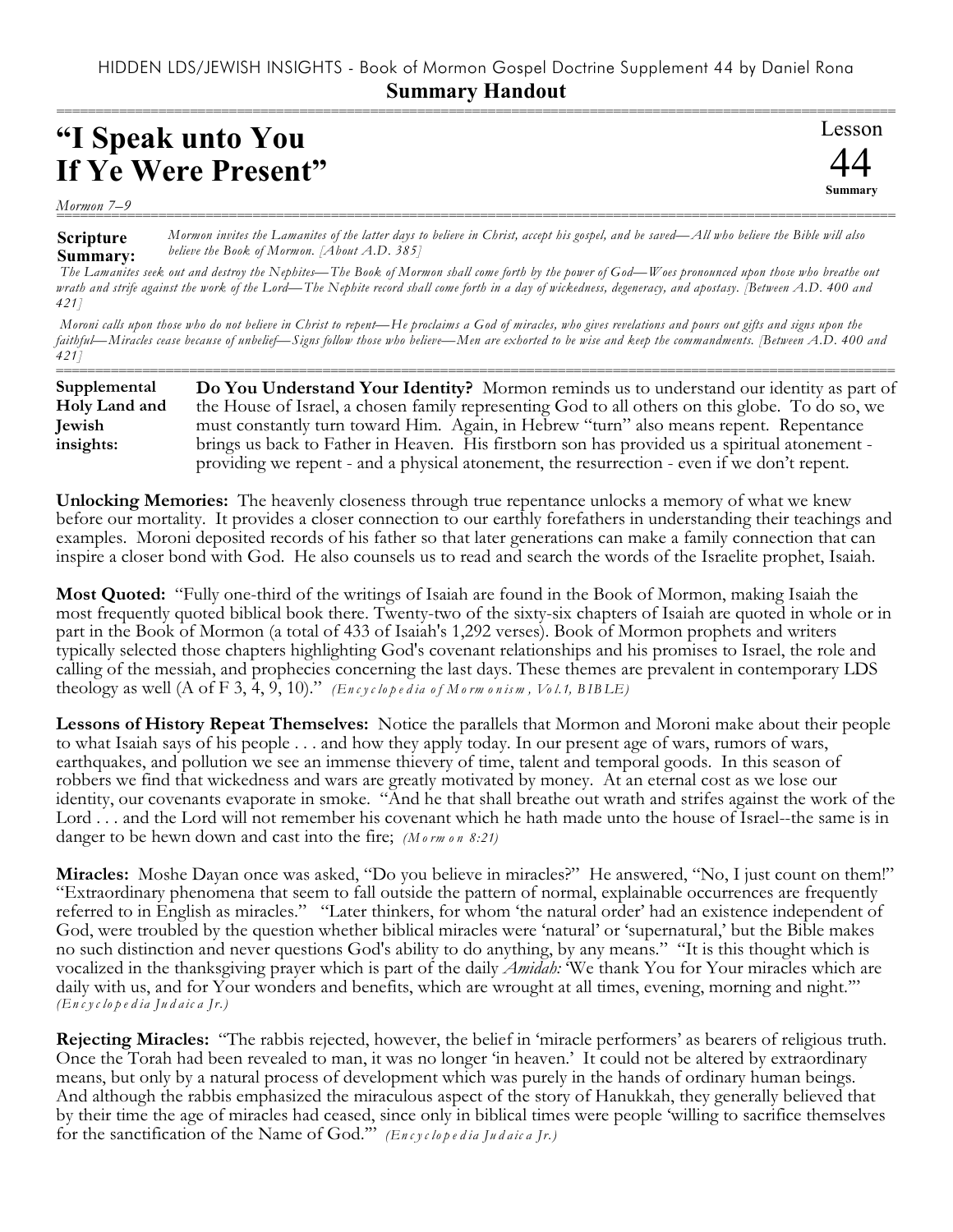HIDDEN LDS/JEWISH INSIGHTS - Book of Mormon Gospel Doctrine Supplement 44 by Daniel Rona

**Summary Handout**

# "I Speak unto You If Ye Were Present"

Lesson 44 Summary

*Mormon 7–9*

**Scripture Summary:** *Mormon invites the Lamanites of the latter days to believe in Christ, accept his gospel, and be saved—All who believe the Bible will also believe the Book of Mormon. [About A.D. 385]*

*The Lamanites seek out and destroy the Nephites—The Book of Mormon shall come forth by the power of God—Woes pronounced upon those who breathe out wrath and strife against the work of the Lord—The Nephite record shall come forth in a day of wickedness, degeneracy, and apostasy. [Between A.D. 400 and 421]*

*Moroni calls upon those who do not believe in Christ to repent—He proclaims a God of miracles, who gives revelations and pours out gifts and signs upon the faithful—Miracles cease because of unbelief—Signs follow those who believe—Men are exhorted to be wise and keep the commandments. [Between A.D. 400 and 421]*

**Supplemental Holy Land and Jewish insights:** **Do You Understand Your Identity?** Mormon reminds us to understand our identity as part of the House of Israel, a chosen family representing God to all others on this globe. To do so, we must constantly turn toward Him. Again, in Hebrew "turn" also means repent. Repentance brings us back to Father in Heaven. His firstborn son has provided us a spiritual atonement - providing we repent - and a physical atonement, the resurrection - even if we don't repent.

**Unlocking Memories:** The heavenly closeness through true repentance unlocks a memory of what we knew before our mortality. It provides a closer connection to our earthly forefathers in understanding their teachings and examples. Moroni deposited records of his father so that later generations can make a family connection that can inspire a closer bond with God. He also counsels us to read and search the words of the Israelite prophet, Isaiah.

**Most Quoted:** "Fully one-third of the writings of Isaiah are found in the Book of Mormon, making Isaiah the most frequently quoted biblical book there. Twenty-two of the sixty-six chapters of Isaiah are quoted in whole or in part in the Book of Mormon (a total of 433 of Isaiah's 1,292 verses). Book of Mormon prophets and writers typically selected those chapters highlighting God's covenant relationships and his promises to Israel, the role and calling of the messiah, and prophecies concerning the last days. These themes are prevalent in contemporary LDS theology as well (A of F 3, 4, 9, 10)." *(Encyclopedia of Mormonism, Vol.1, BIBLE)*

**Lessons of History Repeat Themselves:** Notice the parallels that Mormon and Moroni make about their people to what Isaiah says of his people . . . and how they apply today. In our present age of wars, rumors of wars, earthquakes, and pollution we see an immense thievery of time, talent and temporal goods. In this season of robbers we find that wickedness and wars are greatly motivated by money. At an eternal cost as we lose our identity, our covenants evaporate in smoke. "And he that shall breathe out wrath and strifes against the work of the Lord . . . and the Lord will not remember his covenant which he hath made unto the house of Israel--the same is in danger to be hewn down and cast into the fire; *(Mormon 8:21)*

**Miracles:** Moshe Dayan once was asked, "Do you believe in miracles?" He answered, "No, I just count on them!" "Extraordinary phenomena that seem to fall outside the pattern of normal, explainable occurrences are frequently referred to in English as miracles." "Later thinkers, for whom 'the natural order' had an existence independent of God, were troubled by the question whether biblical miracles were 'natural' or 'supernatural,' but the Bible makes no such distinction and never questions God's ability to do anything, by any means." "It is this thought which is vocalized in the thanksgiving prayer which is part of the daily *Amidah:* 'We thank You for Your miracles which are daily with us, and for Your wonders and benefits, which are wrought at all times, evening, morning and night.'" *(Encyclopedia Judaica Jr.)*

**Rejecting Miracles:** "The rabbis rejected, however, the belief in 'miracle performers' as bearers of religious truth. Once the Torah had been revealed to man, it was no longer 'in heaven.' It could not be altered by extraordinary means, but only by a natural process of development which was purely in the hands of ordinary human beings. And although the rabbis emphasized the miraculous aspect of the story of Hanukkah, they generally believed that by their time the age of miracles had ceased, since only in biblical times were people 'willing to sacrifice themselves for the sanctification of the Name of God.'" *(Encyclopedia Judaica Jr.)*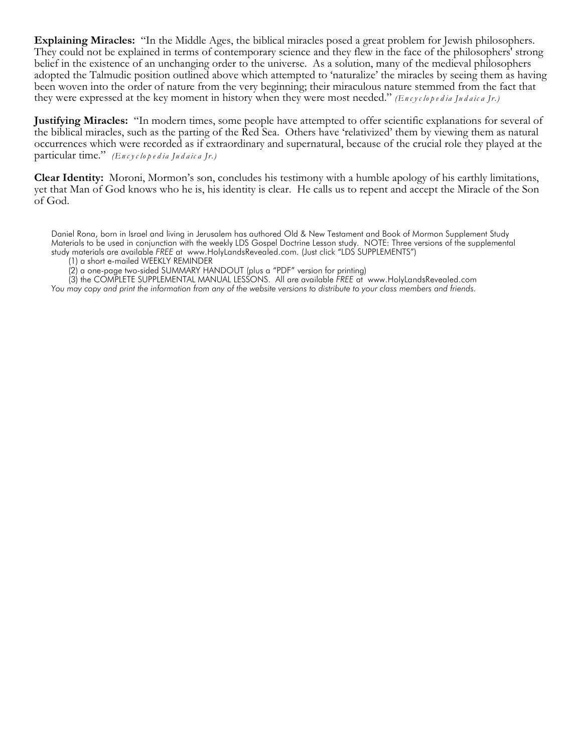**Explaining Miracles:** "In the Middle Ages, the biblical miracles posed a great problem for Jewish philosophers. They could not be explained in terms of contemporary science and they flew in the face of the philosophers' strong belief in the existence of an unchanging order to the universe. As a solution, many of the medieval philosophers adopted the Talmudic position outlined above which attempted to 'naturalize' the miracles by seeing them as having been woven into the order of nature from the very beginning; their miraculous nature stemmed from the fact that they were expressed at the key moment in history when they were most needed." *(Encyclopedia Judaica Jr.)*

**Justifying Miracles:** "In modern times, some people have attempted to offer scientific explanations for several of the biblical miracles, such as the parting of the Red Sea. Others have 'relativized' them by viewing them as natural occurrences which were recorded as if extraordinary and supernatural, because of the crucial role they played at the particular time." *(Encyclopedia Judaica Jr.)*

**Clear Identity:** Moroni, Mormon's son, concludes his testimony with a humble apology of his earthly limitations, yet that Man of God knows who he is, his identity is clear. He calls us to repent and accept the Miracle of the Son of God.

Daniel Rona, born in Israel and living in Jerusalem has authored Old & New Testament and Book of Mormon Supplement Study Materials to be used in conjunction with the weekly LDS Gospel Doctrine Lesson study. NOTE: Three versions of the supplemental study materials are available *FREE* at www.HolyLandsRevealed.com. (Just click "LDS SUPPLEMENTS")

(1) a short e-mailed WEEKLY REMINDER
(2) a one-page two-sided SUMMARY HANDOUT (plus a "PDF" version for printing)
(3) the COMPLETE SUPPLEMENTAL MANUAL LESSONS. All are available *FREE* at www.HolyLandsRevealed.com

*You may copy and print the information from any of the website versions to distribute to your class members and friends.*